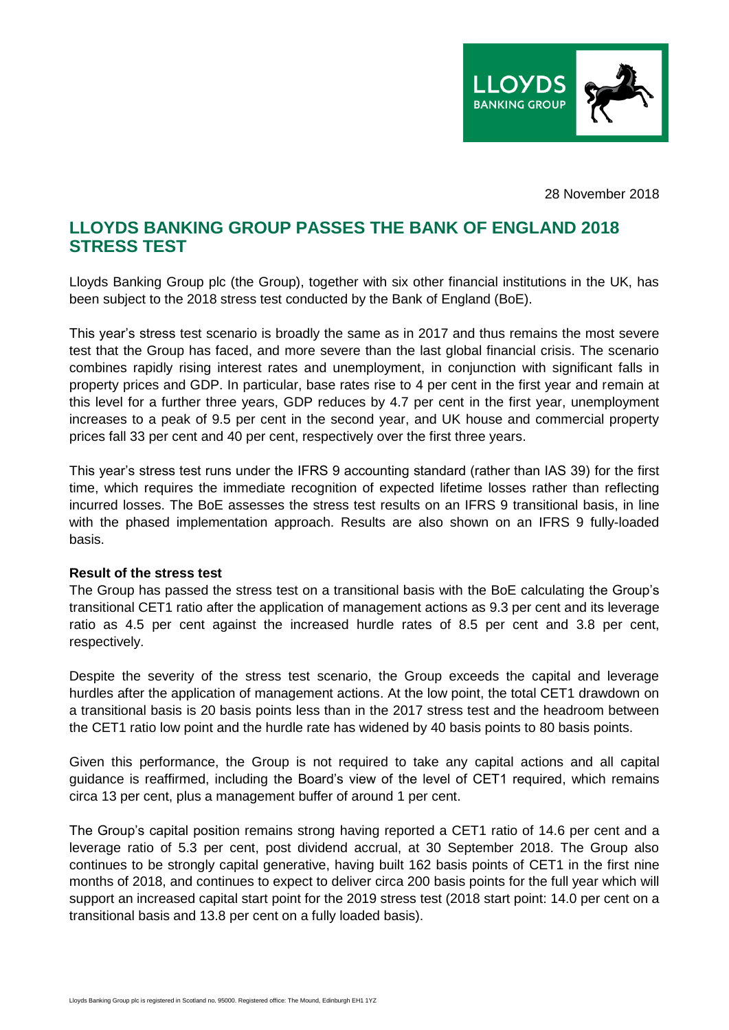28 November 2018

# LLOYDS BANKING GROUP PASSES THE BANK OF ENGLAND 2018 STRESS TEST

Lloyds Banking Group plc (the Group), together with six other financial institutions in the UK, has been subject to the 2018 stress test conducted by the Bank of England (BoE).

This year's stress test scenario is broadly the same as in 2017 and thus remains the most severe test that the Group has faced, and more severe than the last global financial crisis. The scenario combines rapidly rising interest rates and unemployment, in conjunction with significant falls in property prices and GDP. In particular, base rates rise to 4 per cent in the first year and remain at this level for a further three years, GDP reduces by 4.7 per cent in the first year, unemployment increases to a peak of 9.5 per cent in the second year, and UK house and commercial property prices fall 33 per cent and 40 per cent, respectively over the first three years.

This year's stress test runs under the IFRS 9 accounting standard (rather than IAS 39) for the first time, which requires the immediate recognition of expected lifetime losses rather than reflecting incurred losses. The BoE assesses the stress test results on an IFRS 9 transitional basis, in line with the phased implementation approach. Results are also shown on an IFRS 9 fully-loaded basis.

**Result of the stress test**

The Group has passed the stress test on a transitional basis with the BoE calculating the Group's transitional CET1 ratio after the application of management actions as 9.3 per cent and its leverage ratio as 4.5 per cent against the increased hurdle rates of 8.5 per cent and 3.8 per cent, respectively.

Despite the severity of the stress test scenario, the Group exceeds the capital and leverage hurdles after the application of management actions. At the low point, the total CET1 drawdown on a transitional basis is 20 basis points less than in the 2017 stress test and the headroom between the CET1 ratio low point and the hurdle rate has widened by 40 basis points to 80 basis points.

Given this performance, the Group is not required to take any capital actions and all capital guidance is reaffirmed, including the Board's view of the level of CET1 required, which remains circa 13 per cent, plus a management buffer of around 1 per cent.

The Group's capital position remains strong having reported a CET1 ratio of 14.6 per cent and a leverage ratio of 5.3 per cent, post dividend accrual, at 30 September 2018. The Group also continues to be strongly capital generative, having built 162 basis points of CET1 in the first nine months of 2018, and continues to expect to deliver circa 200 basis points for the full year which will support an increased capital start point for the 2019 stress test (2018 start point: 14.0 per cent on a transitional basis and 13.8 per cent on a fully loaded basis).

Lloyds Banking Group plc is registered in Scotland no. 95000. Registered office: The Mound, Edinburgh EH1 1YZ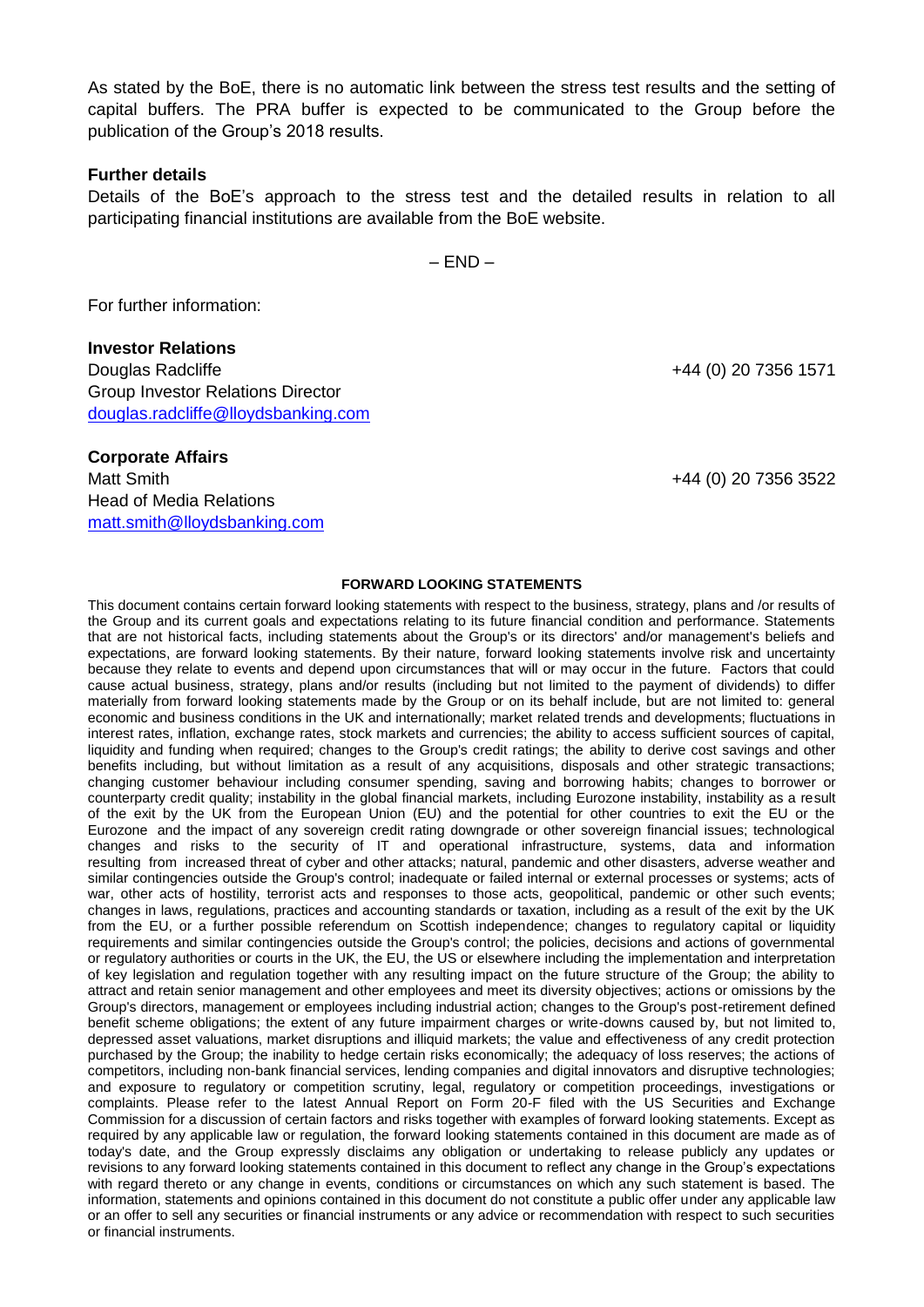As stated by the BoE, there is no automatic link between the stress test results and the setting of capital buffers. The PRA buffer is expected to be communicated to the Group before the publication of the Group's 2018 results.

**Further details**

Details of the BoE's approach to the stress test and the detailed results in relation to all participating financial institutions are available from the BoE website.

– END –

For further information:

**Investor Relations**
Douglas Radcliffe +44 (0) 20 7356 1571
Group Investor Relations Director
douglas.radcliffe@lloydsbanking.com

**Corporate Affairs**
Matt Smith +44 (0) 20 7356 3522
Head of Media Relations
matt.smith@lloydsbanking.com

**FORWARD LOOKING STATEMENTS**

This document contains certain forward looking statements with respect to the business, strategy, plans and /or results of the Group and its current goals and expectations relating to its future financial condition and performance. Statements that are not historical facts, including statements about the Group's or its directors' and/or management's beliefs and expectations, are forward looking statements. By their nature, forward looking statements involve risk and uncertainty because they relate to events and depend upon circumstances that will or may occur in the future. Factors that could cause actual business, strategy, plans and/or results (including but not limited to the payment of dividends) to differ materially from forward looking statements made by the Group or on its behalf include, but are not limited to: general economic and business conditions in the UK and internationally; market related trends and developments; fluctuations in interest rates, inflation, exchange rates, stock markets and currencies; the ability to access sufficient sources of capital, liquidity and funding when required; changes to the Group's credit ratings; the ability to derive cost savings and other benefits including, but without limitation as a result of any acquisitions, disposals and other strategic transactions; changing customer behaviour including consumer spending, saving and borrowing habits; changes to borrower or counterparty credit quality; instability in the global financial markets, including Eurozone instability, instability as a result of the exit by the UK from the European Union (EU) and the potential for other countries to exit the EU or the Eurozone and the impact of any sovereign credit rating downgrade or other sovereign financial issues; technological changes and risks to the security of IT and operational infrastructure, systems, data and information resulting from increased threat of cyber and other attacks; natural, pandemic and other disasters, adverse weather and similar contingencies outside the Group's control; inadequate or failed internal or external processes or systems; acts of war, other acts of hostility, terrorist acts and responses to those acts, geopolitical, pandemic or other such events; changes in laws, regulations, practices and accounting standards or taxation, including as a result of the exit by the UK from the EU, or a further possible referendum on Scottish independence; changes to regulatory capital or liquidity requirements and similar contingencies outside the Group's control; the policies, decisions and actions of governmental or regulatory authorities or courts in the UK, the EU, the US or elsewhere including the implementation and interpretation of key legislation and regulation together with any resulting impact on the future structure of the Group; the ability to attract and retain senior management and other employees and meet its diversity objectives; actions or omissions by the Group's directors, management or employees including industrial action; changes to the Group's post-retirement defined benefit scheme obligations; the extent of any future impairment charges or write-downs caused by, but not limited to, depressed asset valuations, market disruptions and illiquid markets; the value and effectiveness of any credit protection purchased by the Group; the inability to hedge certain risks economically; the adequacy of loss reserves; the actions of competitors, including non-bank financial services, lending companies and digital innovators and disruptive technologies; and exposure to regulatory or competition scrutiny, legal, regulatory or competition proceedings, investigations or complaints. Please refer to the latest Annual Report on Form 20-F filed with the US Securities and Exchange Commission for a discussion of certain factors and risks together with examples of forward looking statements. Except as required by any applicable law or regulation, the forward looking statements contained in this document are made as of today's date, and the Group expressly disclaims any obligation or undertaking to release publicly any updates or revisions to any forward looking statements contained in this document to reflect any change in the Group's expectations with regard thereto or any change in events, conditions or circumstances on which any such statement is based. The information, statements and opinions contained in this document do not constitute a public offer under any applicable law or an offer to sell any securities or financial instruments or any advice or recommendation with respect to such securities or financial instruments.